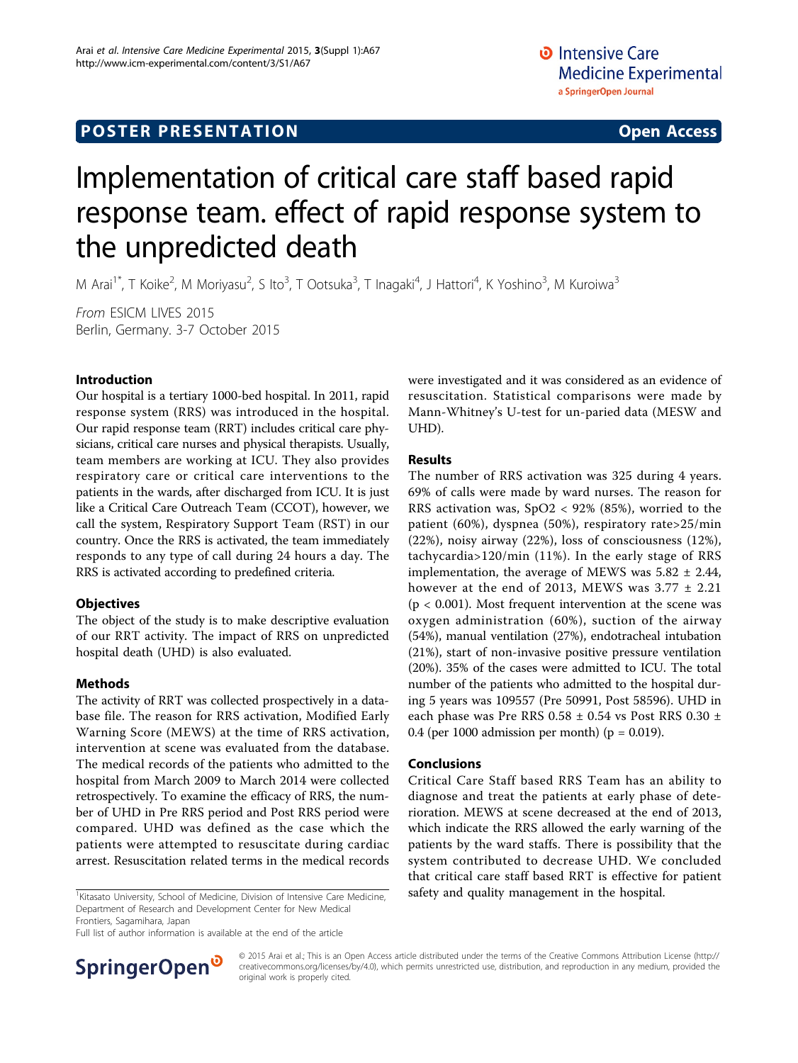POSTER PRESENTATION

Open Access

# Implementation of critical care staff based rapid response team. effect of rapid response system to the unpredicted death

M Arai[1*], T Koike[2], M Moriyasu[2], S Ito[3], T Ootsuka[3], T Inagaki[4], J Hattori[4], K Yoshino[3], M Kuroiwa[3]

*From* ESICM LIVES 2015
Berlin, Germany. 3-7 October 2015

## Introduction

Our hospital is a tertiary 1000-bed hospital. In 2011, rapid response system (RRS) was introduced in the hospital. Our rapid response team (RRT) includes critical care physicians, critical care nurses and physical therapists. Usually, team members are working at ICU. They also provides respiratory care or critical care interventions to the patients in the wards, after discharged from ICU. It is just like a Critical Care Outreach Team (CCOT), however, we call the system, Respiratory Support Team (RST) in our country. Once the RRS is activated, the team immediately responds to any type of call during 24 hours a day. The RRS is activated according to predefined criteria.

## Objectives

The object of the study is to make descriptive evaluation of our RRT activity. The impact of RRS on unpredicted hospital death (UHD) is also evaluated.

## Methods

The activity of RRT was collected prospectively in a database file. The reason for RRS activation, Modified Early Warning Score (MEWS) at the time of RRS activation, intervention at scene was evaluated from the database. The medical records of the patients who admitted to the hospital from March 2009 to March 2014 were collected retrospectively. To examine the efficacy of RRS, the number of UHD in Pre RRS period and Post RRS period were compared. UHD was defined as the case which the patients were attempted to resuscitate during cardiac arrest. Resuscitation related terms in the medical records were investigated and it was considered as an evidence of resuscitation. Statistical comparisons were made by Mann-Whitney's U-test for un-paried data (MESW and UHD).

## Results

The number of RRS activation was 325 during 4 years. 69% of calls were made by ward nurses. The reason for RRS activation was, $SpO2 < 92\%$ (85%), worried to the patient (60%), dyspnea (50%), respiratory rate>25/min (22%), noisy airway (22%), loss of consciousness (12%), tachycardia>120/min (11%). In the early stage of RRS implementation, the average of MEWS was $5.82 \pm 2.44$, however at the end of 2013, MEWS was $3.77 \pm 2.21$ ($p < 0.001$). Most frequent intervention at the scene was oxygen administration (60%), suction of the airway (54%), manual ventilation (27%), endotracheal intubation (21%), start of non-invasive positive pressure ventilation (20%). 35% of the cases were admitted to ICU. The total number of the patients who admitted to the hospital during 5 years was 109557 (Pre 50991, Post 58596). UHD in each phase was Pre RRS $0.58 \pm 0.54$ vs Post RRS $0.30 \pm 0.4$ (per 1000 admission per month) ($p = 0.019$).

## Conclusions

Critical Care Staff based RRS Team has an ability to diagnose and treat the patients at early phase of deterioration. MEWS at scene decreased at the end of 2013, which indicate the RRS allowed the early warning of the patients by the ward staffs. There is possibility that the system contributed to decrease UHD. We concluded that critical care staff based RRT is effective for patient safety and quality management in the hospital.

[1]Kitasato University, School of Medicine, Division of Intensive Care Medicine, Department of Research and Development Center for New Medical Frontiers, Sagamihara, Japan

Full list of author information is available at the end of the article

© 2015 Arai et al.; This is an Open Access article distributed under the terms of the Creative Commons Attribution License (http://creativecommons.org/licenses/by/4.0), which permits unrestricted use, distribution, and reproduction in any medium, provided the original work is properly cited.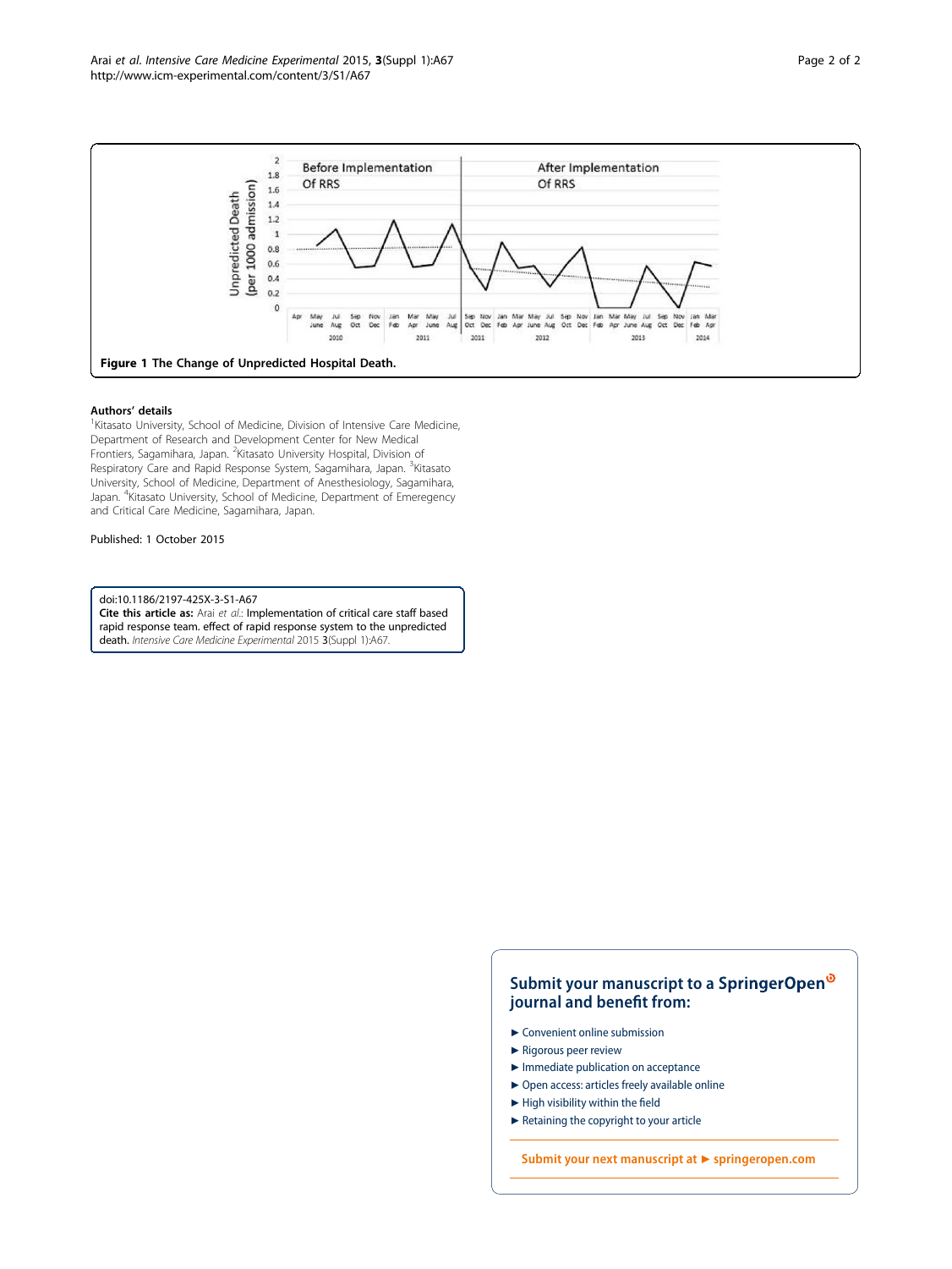Before Implementation Of RRS

After Implementation Of RRS

Unpredicted Death (per 1000 admission)

2
1.8
1.6
1.4
1.2
1
0.8
0.6
0.4
0.2
0

Apr May June Jul Aug Sep Oct Nov Dec Jan Feb Mar Apr May June Jul Aug Sep Oct Nov Dec Jan Feb Mar Apr May June Jul Aug Sep Oct Nov Dec Jan Feb Mar Apr May June Jul Aug Sep Oct Nov Dec Jan Feb Mar Apr

2010 2011 2011 2012 2013 2014

**Figure 1** The Change of Unpredicted Hospital Death.

#### Authors' details

[1]Kitasato University, School of Medicine, Division of Intensive Care Medicine, Department of Research and Development Center for New Medical Frontiers, Sagamihara, Japan. [2]Kitasato University Hospital, Division of Respiratory Care and Rapid Response System, Sagamihara, Japan. [3]Kitasato University, School of Medicine, Department of Anesthesiology, Sagamihara, Japan. [4]Kitasato University, School of Medicine, Department of Emeregency and Critical Care Medicine, Sagamihara, Japan.

Published: 1 October 2015

doi:10.1186/2197-425X-3-S1-A67
**Cite this article as:** Arai *et al.*: Implementation of critical care staff based rapid response team. effect of rapid response system to the unpredicted death. *Intensive Care Medicine Experimental* 2015 **3**(Suppl 1):A67.

**Submit your manuscript to a SpringerOpen journal and benefit from:**

- ► Convenient online submission
- ► Rigorous peer review
- ► Immediate publication on acceptance
- ► Open access: articles freely available online
- ► High visibility within the field
- ► Retaining the copyright to your article

**Submit your next manuscript at ► springeropen.com**